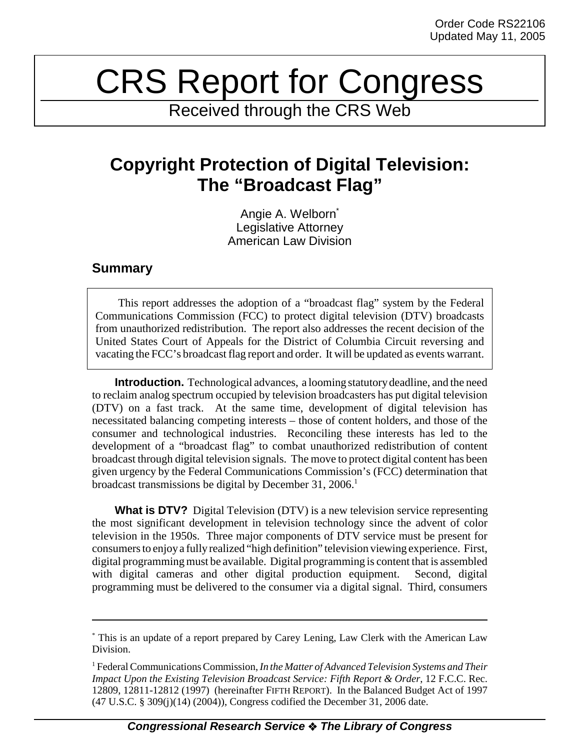Order Code RS22106
Updated May 11, 2005

# CRS Report for Congress

Received through the CRS Web

## Copyright Protection of Digital Television: The "Broadcast Flag"

Angie A. Welborn*
Legislative Attorney
American Law Division

### Summary

This report addresses the adoption of a "broadcast flag" system by the Federal Communications Commission (FCC) to protect digital television (DTV) broadcasts from unauthorized redistribution. The report also addresses the recent decision of the United States Court of Appeals for the District of Columbia Circuit reversing and vacating the FCC's broadcast flag report and order. It will be updated as events warrant.

**Introduction.** Technological advances, a looming statutory deadline, and the need to reclaim analog spectrum occupied by television broadcasters has put digital television (DTV) on a fast track. At the same time, development of digital television has necessitated balancing competing interests – those of content holders, and those of the consumer and technological industries. Reconciling these interests has led to the development of a "broadcast flag" to combat unauthorized redistribution of content broadcast through digital television signals. The move to protect digital content has been given urgency by the Federal Communications Commission's (FCC) determination that broadcast transmissions be digital by December 31, 2006.[1]

**What is DTV?** Digital Television (DTV) is a new television service representing the most significant development in television technology since the advent of color television in the 1950s. Three major components of DTV service must be present for consumers to enjoy a fully realized "high definition" television viewing experience. First, digital programming must be available. Digital programming is content that is assembled with digital cameras and other digital production equipment. Second, digital programming must be delivered to the consumer via a digital signal. Third, consumers

---

* This is an update of a report prepared by Carey Lening, Law Clerk with the American Law Division.

[1] Federal Communications Commission, *In the Matter of Advanced Television Systems and Their Impact Upon the Existing Television Broadcast Service: Fifth Report & Order*, 12 F.C.C. Rec. 12809, 12811-12812 (1997) (hereinafter FIFTH REPORT). In the Balanced Budget Act of 1997 (47 U.S.C. § 309(j)(14) (2004)), Congress codified the December 31, 2006 date.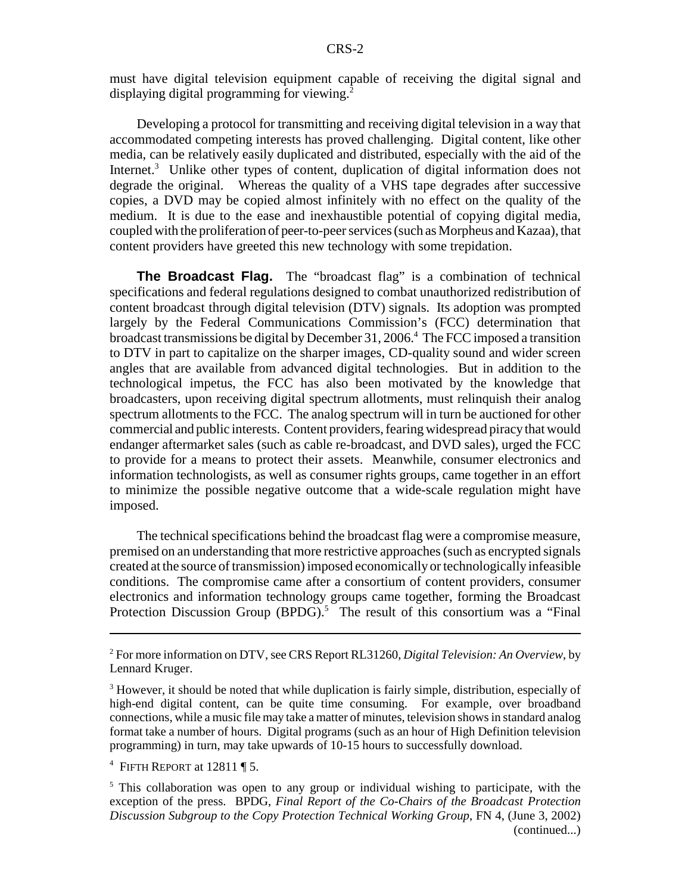must have digital television equipment capable of receiving the digital signal and displaying digital programming for viewing.[2]

Developing a protocol for transmitting and receiving digital television in a way that accommodated competing interests has proved challenging. Digital content, like other media, can be relatively easily duplicated and distributed, especially with the aid of the Internet.[3] Unlike other types of content, duplication of digital information does not degrade the original. Whereas the quality of a VHS tape degrades after successive copies, a DVD may be copied almost infinitely with no effect on the quality of the medium. It is due to the ease and inexhaustible potential of copying digital media, coupled with the proliferation of peer-to-peer services (such as Morpheus and Kazaa), that content providers have greeted this new technology with some trepidation.

**The Broadcast Flag.** The "broadcast flag" is a combination of technical specifications and federal regulations designed to combat unauthorized redistribution of content broadcast through digital television (DTV) signals. Its adoption was prompted largely by the Federal Communications Commission's (FCC) determination that broadcast transmissions be digital by December 31, 2006.[4] The FCC imposed a transition to DTV in part to capitalize on the sharper images, CD-quality sound and wider screen angles that are available from advanced digital technologies. But in addition to the technological impetus, the FCC has also been motivated by the knowledge that broadcasters, upon receiving digital spectrum allotments, must relinquish their analog spectrum allotments to the FCC. The analog spectrum will in turn be auctioned for other commercial and public interests. Content providers, fearing widespread piracy that would endanger aftermarket sales (such as cable re-broadcast, and DVD sales), urged the FCC to provide for a means to protect their assets. Meanwhile, consumer electronics and information technologists, as well as consumer rights groups, came together in an effort to minimize the possible negative outcome that a wide-scale regulation might have imposed.

The technical specifications behind the broadcast flag were a compromise measure, premised on an understanding that more restrictive approaches (such as encrypted signals created at the source of transmission) imposed economically or technologically infeasible conditions. The compromise came after a consortium of content providers, consumer electronics and information technology groups came together, forming the Broadcast Protection Discussion Group (BPDG).[5] The result of this consortium was a "Final

---

[2] For more information on DTV, see CRS Report RL31260, *Digital Television: An Overview*, by Lennard Kruger.

[3] However, it should be noted that while duplication is fairly simple, distribution, especially of high-end digital content, can be quite time consuming. For example, over broadband connections, while a music file may take a matter of minutes, television shows in standard analog format take a number of hours. Digital programs (such as an hour of High Definition television programming) in turn, may take upwards of 10-15 hours to successfully download.

[4] FIFTH REPORT at 12811 ¶ 5.

[5] This collaboration was open to any group or individual wishing to participate, with the exception of the press. BPDG, *Final Report of the Co-Chairs of the Broadcast Protection Discussion Subgroup to the Copy Protection Technical Working Group*, FN 4, (June 3, 2002) (continued...)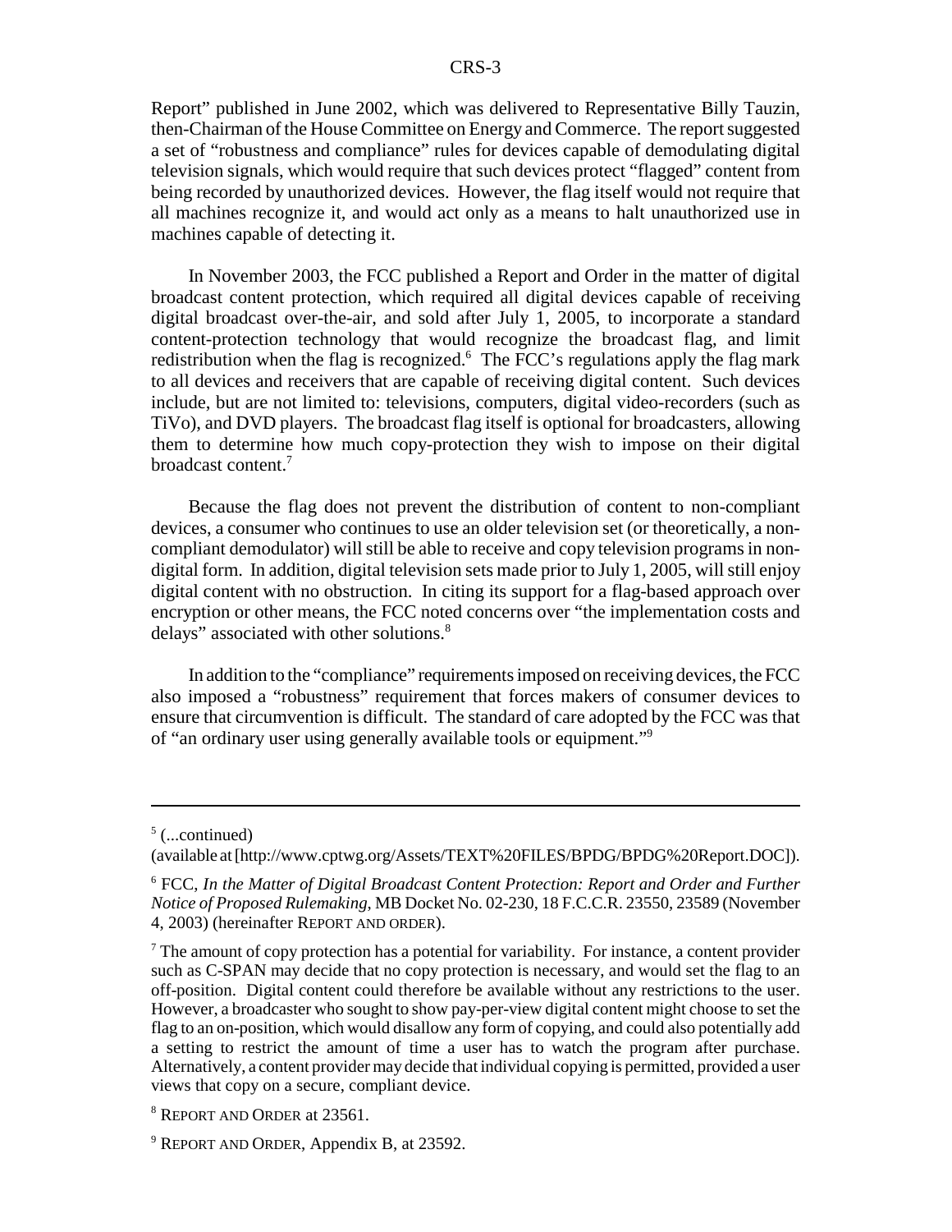Report" published in June 2002, which was delivered to Representative Billy Tauzin, then-Chairman of the House Committee on Energy and Commerce. The report suggested a set of "robustness and compliance" rules for devices capable of demodulating digital television signals, which would require that such devices protect "flagged" content from being recorded by unauthorized devices. However, the flag itself would not require that all machines recognize it, and would act only as a means to halt unauthorized use in machines capable of detecting it.

In November 2003, the FCC published a Report and Order in the matter of digital broadcast content protection, which required all digital devices capable of receiving digital broadcast over-the-air, and sold after July 1, 2005, to incorporate a standard content-protection technology that would recognize the broadcast flag, and limit redistribution when the flag is recognized.[6] The FCC's regulations apply the flag mark to all devices and receivers that are capable of receiving digital content. Such devices include, but are not limited to: televisions, computers, digital video-recorders (such as TiVo), and DVD players. The broadcast flag itself is optional for broadcasters, allowing them to determine how much copy-protection they wish to impose on their digital broadcast content.[7]

Because the flag does not prevent the distribution of content to non-compliant devices, a consumer who continues to use an older television set (or theoretically, a non-compliant demodulator) will still be able to receive and copy television programs in non-digital form. In addition, digital television sets made prior to July 1, 2005, will still enjoy digital content with no obstruction. In citing its support for a flag-based approach over encryption or other means, the FCC noted concerns over "the implementation costs and delays" associated with other solutions.[8]

In addition to the "compliance" requirements imposed on receiving devices, the FCC also imposed a "robustness" requirement that forces makers of consumer devices to ensure that circumvention is difficult. The standard of care adopted by the FCC was that of "an ordinary user using generally available tools or equipment."[9]

---

[5] (...continued)
(available at [http://www.cptwg.org/Assets/TEXT%20FILES/BPDG/BPDG%20Report.DOC]).

[6] FCC, *In the Matter of Digital Broadcast Content Protection: Report and Order and Further Notice of Proposed Rulemaking*, MB Docket No. 02-230, 18 F.C.C.R. 23550, 23589 (November 4, 2003) (hereinafter REPORT AND ORDER).

[7] The amount of copy protection has a potential for variability. For instance, a content provider such as C-SPAN may decide that no copy protection is necessary, and would set the flag to an off-position. Digital content could therefore be available without any restrictions to the user. However, a broadcaster who sought to show pay-per-view digital content might choose to set the flag to an on-position, which would disallow any form of copying, and could also potentially add a setting to restrict the amount of time a user has to watch the program after purchase. Alternatively, a content provider may decide that individual copying is permitted, provided a user views that copy on a secure, compliant device.

[8] REPORT AND ORDER at 23561.

[9] REPORT AND ORDER, Appendix B, at 23592.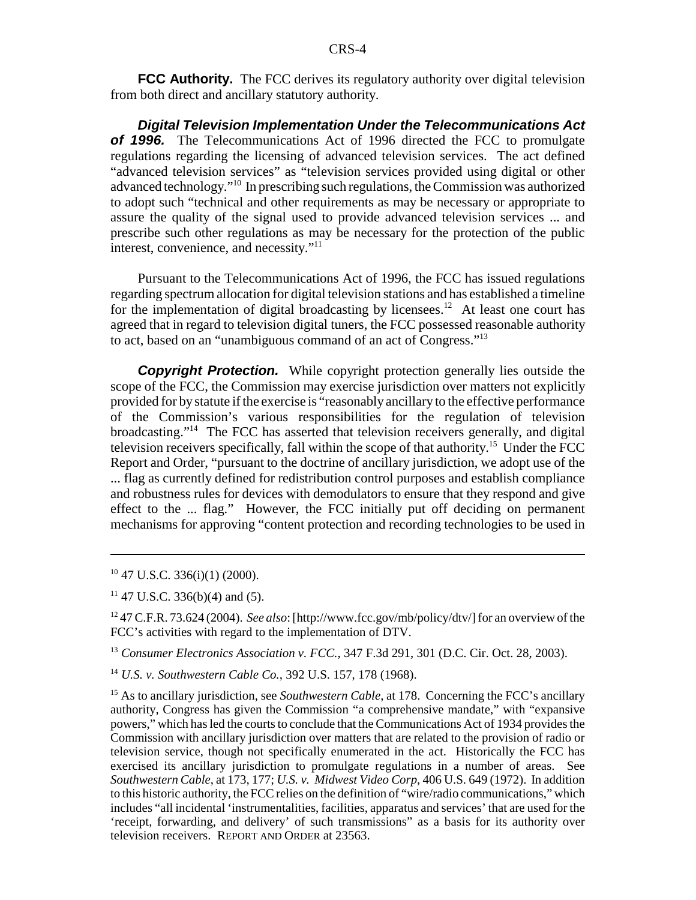**FCC Authority.** The FCC derives its regulatory authority over digital television from both direct and ancillary statutory authority.

***Digital Television Implementation Under the Telecommunications Act of 1996.*** The Telecommunications Act of 1996 directed the FCC to promulgate regulations regarding the licensing of advanced television services. The act defined "advanced television services" as "television services provided using digital or other advanced technology."[10] In prescribing such regulations, the Commission was authorized to adopt such "technical and other requirements as may be necessary or appropriate to assure the quality of the signal used to provide advanced television services ... and prescribe such other regulations as may be necessary for the protection of the public interest, convenience, and necessity."[11]

Pursuant to the Telecommunications Act of 1996, the FCC has issued regulations regarding spectrum allocation for digital television stations and has established a timeline for the implementation of digital broadcasting by licensees.[12] At least one court has agreed that in regard to television digital tuners, the FCC possessed reasonable authority to act, based on an "unambiguous command of an act of Congress."[13]

***Copyright Protection.*** While copyright protection generally lies outside the scope of the FCC, the Commission may exercise jurisdiction over matters not explicitly provided for by statute if the exercise is "reasonably ancillary to the effective performance of the Commission's various responsibilities for the regulation of television broadcasting."[14] The FCC has asserted that television receivers generally, and digital television receivers specifically, fall within the scope of that authority.[15] Under the FCC Report and Order, "pursuant to the doctrine of ancillary jurisdiction, we adopt use of the ... flag as currently defined for redistribution control purposes and establish compliance and robustness rules for devices with demodulators to ensure that they respond and give effect to the ... flag." However, the FCC initially put off deciding on permanent mechanisms for approving "content protection and recording technologies to be used in

---

[10] 47 U.S.C. 336(i)(1) (2000).

[11] 47 U.S.C. 336(b)(4) and (5).

[12] 47 C.F.R. 73.624 (2004). *See also*: [http://www.fcc.gov/mb/policy/dtv/] for an overview of the FCC's activities with regard to the implementation of DTV.

[13] *Consumer Electronics Association v. FCC.*, 347 F.3d 291, 301 (D.C. Cir. Oct. 28, 2003).

[14] *U.S. v. Southwestern Cable Co.*, 392 U.S. 157, 178 (1968).

[15] As to ancillary jurisdiction, see *Southwestern Cable*, at 178. Concerning the FCC's ancillary authority, Congress has given the Commission "a comprehensive mandate," with "expansive powers," which has led the courts to conclude that the Communications Act of 1934 provides the Commission with ancillary jurisdiction over matters that are related to the provision of radio or television service, though not specifically enumerated in the act. Historically the FCC has exercised its ancillary jurisdiction to promulgate regulations in a number of areas. See *Southwestern Cable*, at 173, 177; *U.S. v. Midwest Video Corp*, 406 U.S. 649 (1972). In addition to this historic authority, the FCC relies on the definition of "wire/radio communications," which includes "all incidental 'instrumentalities, facilities, apparatus and services' that are used for the 'receipt, forwarding, and delivery' of such transmissions" as a basis for its authority over television receivers. REPORT AND ORDER at 23563.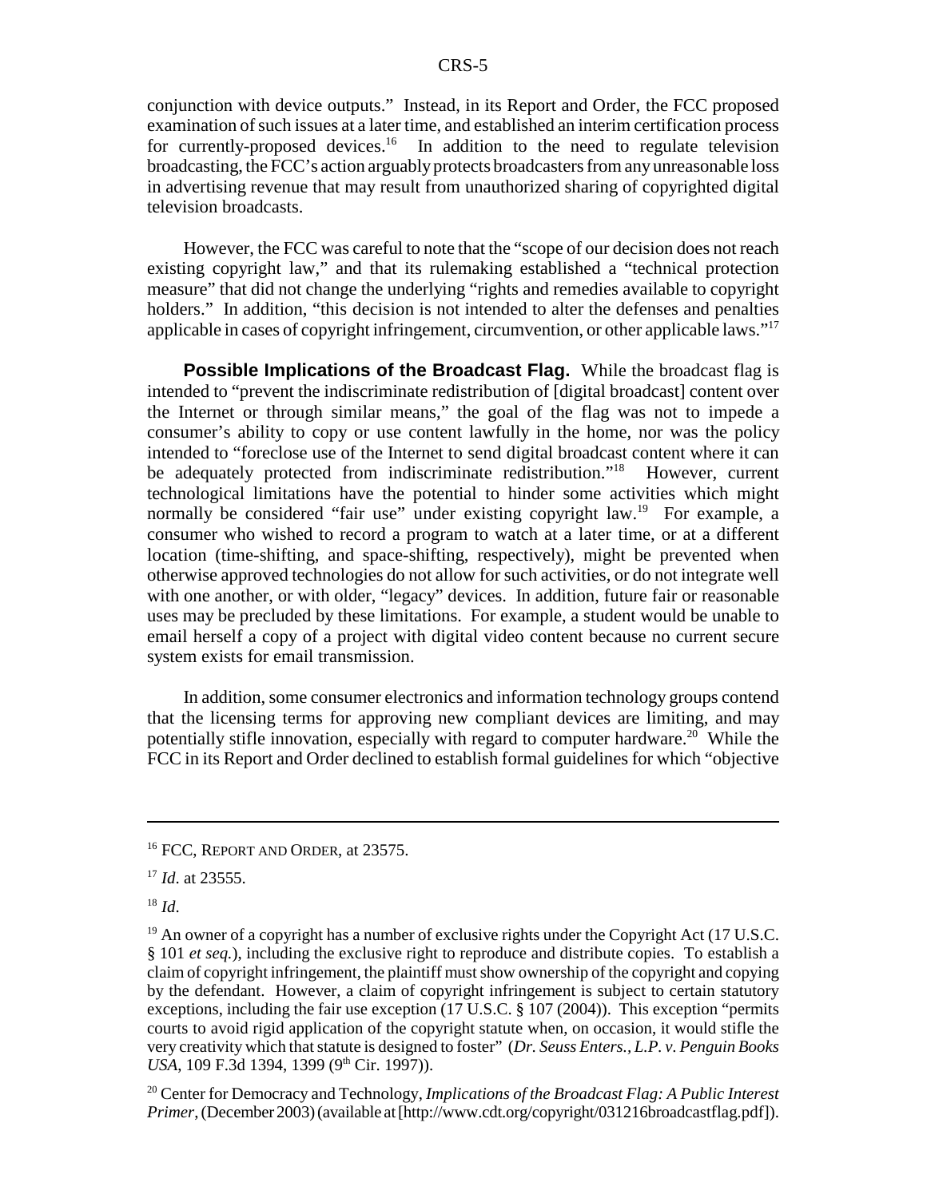conjunction with device outputs." Instead, in its Report and Order, the FCC proposed examination of such issues at a later time, and established an interim certification process for currently-proposed devices.[16] In addition to the need to regulate television broadcasting, the FCC's action arguably protects broadcasters from any unreasonable loss in advertising revenue that may result from unauthorized sharing of copyrighted digital television broadcasts.

However, the FCC was careful to note that the "scope of our decision does not reach existing copyright law," and that its rulemaking established a "technical protection measure" that did not change the underlying "rights and remedies available to copyright holders." In addition, "this decision is not intended to alter the defenses and penalties applicable in cases of copyright infringement, circumvention, or other applicable laws."[17]

**Possible Implications of the Broadcast Flag.** While the broadcast flag is intended to "prevent the indiscriminate redistribution of [digital broadcast] content over the Internet or through similar means," the goal of the flag was not to impede a consumer's ability to copy or use content lawfully in the home, nor was the policy intended to "foreclose use of the Internet to send digital broadcast content where it can be adequately protected from indiscriminate redistribution."[18] However, current technological limitations have the potential to hinder some activities which might normally be considered "fair use" under existing copyright law.[19] For example, a consumer who wished to record a program to watch at a later time, or at a different location (time-shifting, and space-shifting, respectively), might be prevented when otherwise approved technologies do not allow for such activities, or do not integrate well with one another, or with older, "legacy" devices. In addition, future fair or reasonable uses may be precluded by these limitations. For example, a student would be unable to email herself a copy of a project with digital video content because no current secure system exists for email transmission.

In addition, some consumer electronics and information technology groups contend that the licensing terms for approving new compliant devices are limiting, and may potentially stifle innovation, especially with regard to computer hardware.[20] While the FCC in its Report and Order declined to establish formal guidelines for which "objective

---

[16] FCC, REPORT AND ORDER, at 23575.

[17] *Id*. at 23555.

[18] *Id*.

[19] An owner of a copyright has a number of exclusive rights under the Copyright Act (17 U.S.C. § 101 *et seq.*), including the exclusive right to reproduce and distribute copies. To establish a claim of copyright infringement, the plaintiff must show ownership of the copyright and copying by the defendant. However, a claim of copyright infringement is subject to certain statutory exceptions, including the fair use exception (17 U.S.C. § 107 (2004)). This exception "permits courts to avoid rigid application of the copyright statute when, on occasion, it would stifle the very creativity which that statute is designed to foster" (*Dr. Seuss Enters., L.P. v. Penguin Books USA*, 109 F.3d 1394, 1399 (9th Cir. 1997)).

[20] Center for Democracy and Technology, *Implications of the Broadcast Flag: A Public Interest Primer*, (December 2003) (available at [http://www.cdt.org/copyright/031216broadcastflag.pdf]).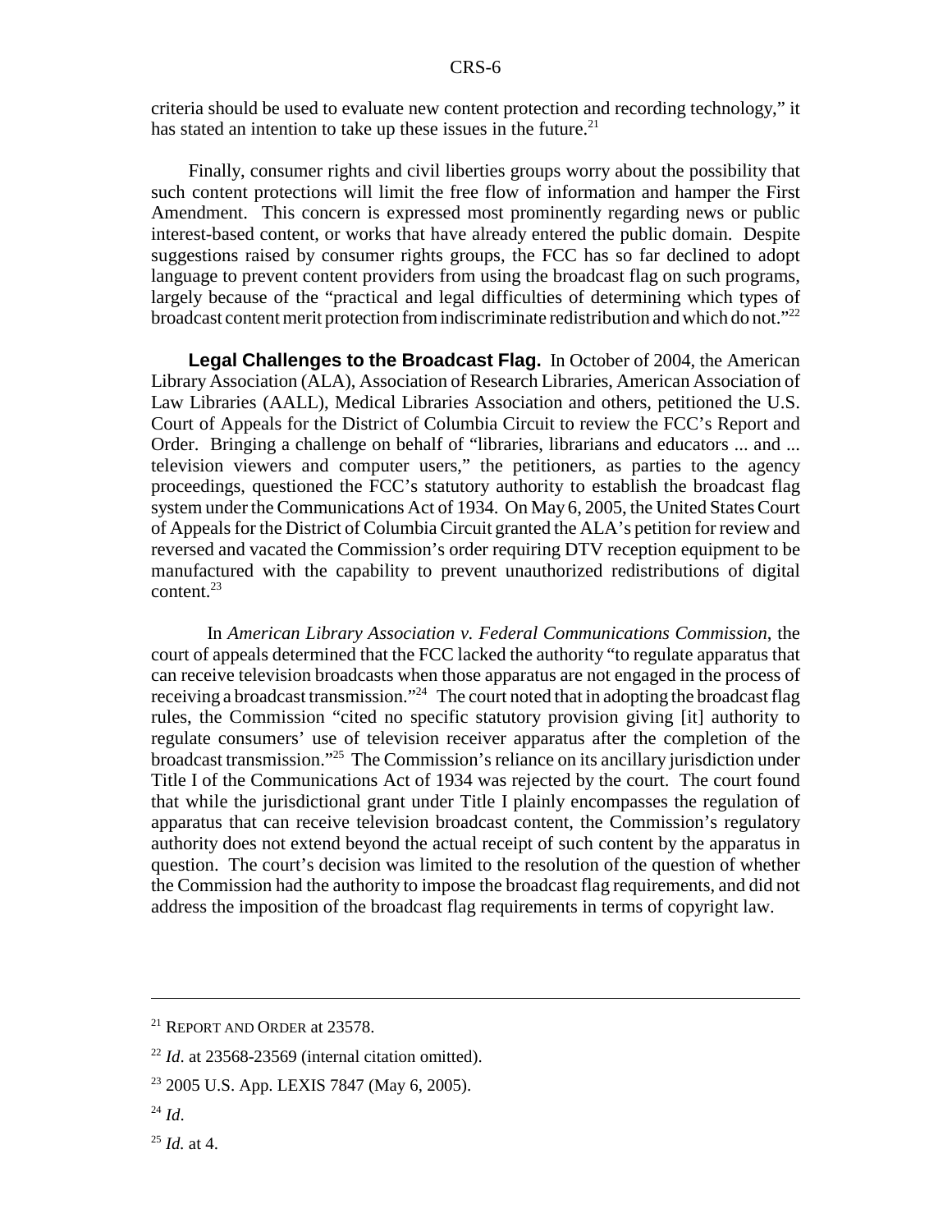criteria should be used to evaluate new content protection and recording technology," it has stated an intention to take up these issues in the future.[21]

Finally, consumer rights and civil liberties groups worry about the possibility that such content protections will limit the free flow of information and hamper the First Amendment. This concern is expressed most prominently regarding news or public interest-based content, or works that have already entered the public domain. Despite suggestions raised by consumer rights groups, the FCC has so far declined to adopt language to prevent content providers from using the broadcast flag on such programs, largely because of the "practical and legal difficulties of determining which types of broadcast content merit protection from indiscriminate redistribution and which do not."[22]

**Legal Challenges to the Broadcast Flag.** In October of 2004, the American Library Association (ALA), Association of Research Libraries, American Association of Law Libraries (AALL), Medical Libraries Association and others, petitioned the U.S. Court of Appeals for the District of Columbia Circuit to review the FCC's Report and Order. Bringing a challenge on behalf of "libraries, librarians and educators ... and ... television viewers and computer users," the petitioners, as parties to the agency proceedings, questioned the FCC's statutory authority to establish the broadcast flag system under the Communications Act of 1934. On May 6, 2005, the United States Court of Appeals for the District of Columbia Circuit granted the ALA's petition for review and reversed and vacated the Commission's order requiring DTV reception equipment to be manufactured with the capability to prevent unauthorized redistributions of digital content.[23]

In *American Library Association v. Federal Communications Commission*, the court of appeals determined that the FCC lacked the authority "to regulate apparatus that can receive television broadcasts when those apparatus are not engaged in the process of receiving a broadcast transmission."[24] The court noted that in adopting the broadcast flag rules, the Commission "cited no specific statutory provision giving [it] authority to regulate consumers' use of television receiver apparatus after the completion of the broadcast transmission."[25] The Commission's reliance on its ancillary jurisdiction under Title I of the Communications Act of 1934 was rejected by the court. The court found that while the jurisdictional grant under Title I plainly encompasses the regulation of apparatus that can receive television broadcast content, the Commission's regulatory authority does not extend beyond the actual receipt of such content by the apparatus in question. The court's decision was limited to the resolution of the question of whether the Commission had the authority to impose the broadcast flag requirements, and did not address the imposition of the broadcast flag requirements in terms of copyright law.

---

[21] REPORT AND ORDER at 23578.

[22] *Id*. at 23568-23569 (internal citation omitted).

[23] 2005 U.S. App. LEXIS 7847 (May 6, 2005).

[24] *Id*.

[25] *Id.* at 4.